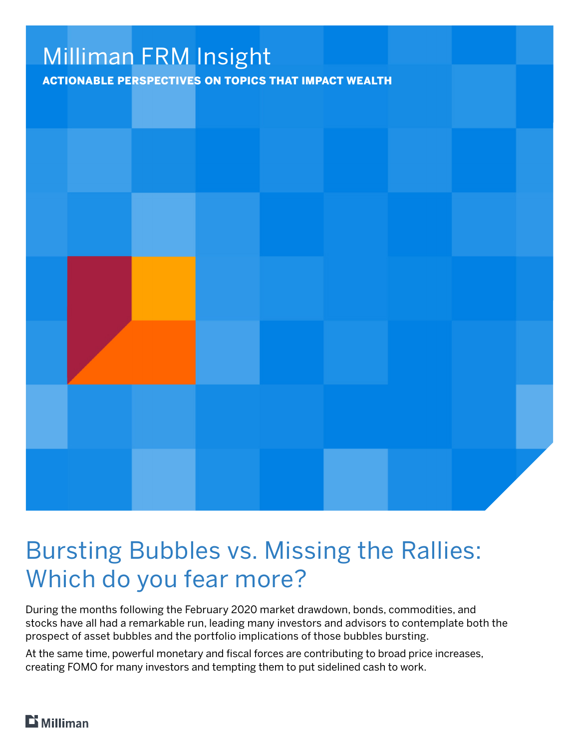Milliman FRM Insight

**ACTIONABLE PERSPECTIVES ON TOPICS THAT IMPACT WEALTH**

# Bursting Bubbles vs. Missing the Rallies: Which do you fear more?

During the months following the February 2020 market drawdown, bonds, commodities, and stocks have all had a remarkable run, leading many investors and advisors to contemplate both the prospect of asset bubbles and the portfolio implications of those bubbles bursting.

At the same time, powerful monetary and fiscal forces are contributing to broad price increases, creating FOMO for many investors and tempting them to put sidelined cash to work.

Milliman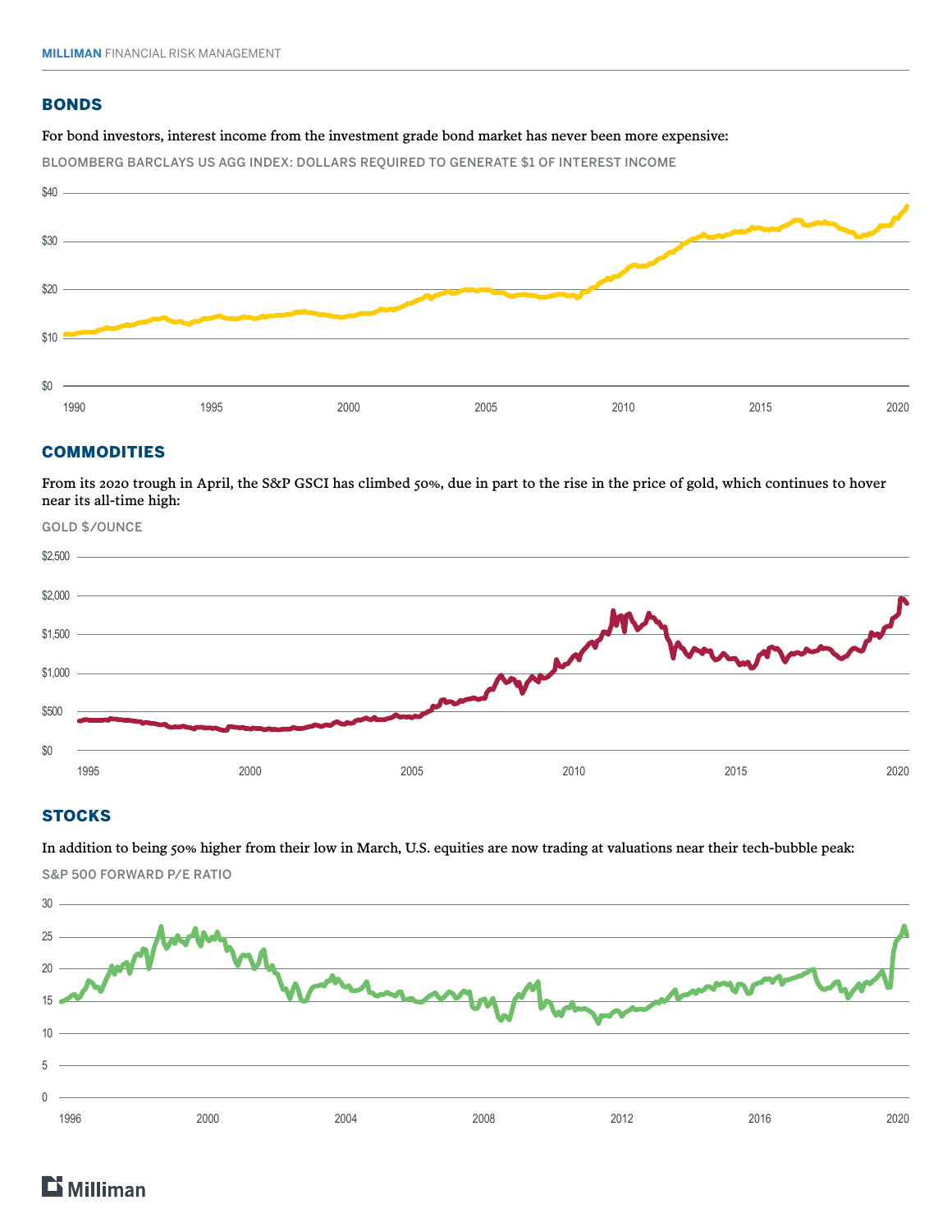## BONDS

For bond investors, interest income from the investment grade bond market has never been more expensive:

BLOOMBERG BARCLAYS US AGG INDEX: DOLLARS REQUIRED TO GENERATE $1 OF INTEREST INCOME

## COMMODITIES

From its 2020 trough in April, the S&P GSCI has climbed 50%, due in part to the rise in the price of gold, which continues to hover near its all-time high:

GOLD $/OUNCE

## STOCKS

In addition to being 50% higher from their low in March, U.S. equities are now trading at valuations near their tech-bubble peak:

S&P 500 FORWARD P/E RATIO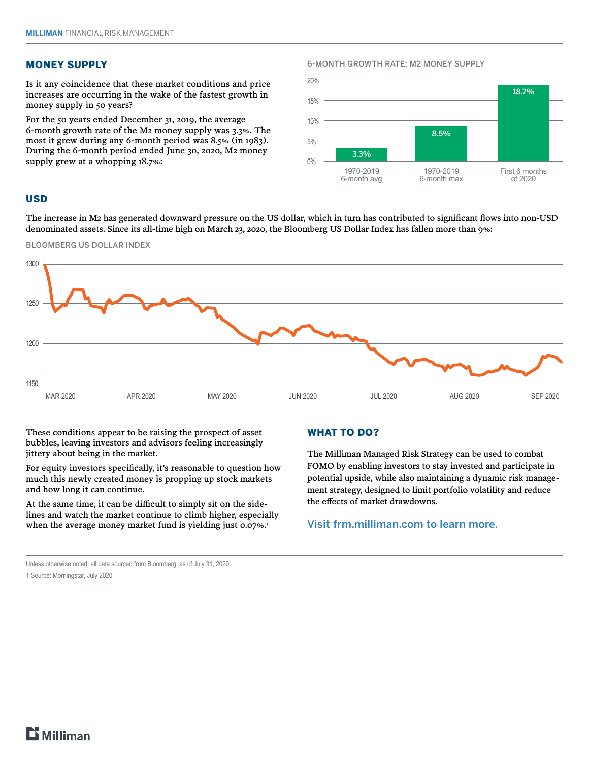## MONEY SUPPLY

Is it any coincidence that these market conditions and price increases are occurring in the wake of the fastest growth in money supply in 50 years?

For the 50 years ended December 31, 2019, the average 6-month growth rate of the M2 money supply was 3.3%. The most it grew during any 6-month period was 8.5% (in 1983). During the 6-month period ended June 30, 2020, M2 money supply grew at a whopping 18.7%:

6-MONTH GROWTH RATE: M2 MONEY SUPPLY

| | 1970-2019 6-month avg | 1970-2019 6-month max | First 6 months of 2020 |
|---|---|---|---|
| Growth rate | 3.3% | 8.5% | 18.7% |

## USD

The increase in M2 has generated downward pressure on the US dollar, which in turn has contributed to significant flows into non-USD denominated assets. Since its all-time high on March 23, 2020, the Bloomberg US Dollar Index has fallen more than 9%:

BLOOMBERG US DOLLAR INDEX

These conditions appear to be raising the prospect of asset bubbles, leaving investors and advisors feeling increasingly jittery about being in the market.

For equity investors specifically, it's reasonable to question how much this newly created money is propping up stock markets and how long it can continue.

At the same time, it can be difficult to simply sit on the sidelines and watch the market continue to climb higher, especially when the average money market fund is yielding just 0.07%.[1]

## WHAT TO DO?

The Milliman Managed Risk Strategy can be used to combat FOMO by enabling investors to stay invested and participate in potential upside, while also maintaining a dynamic risk management strategy, designed to limit portfolio volatility and reduce the effects of market drawdowns.

Visit frm.milliman.com to learn more.

Unless otherwise noted, all data sourced from Bloomberg, as of July 31, 2020.

1 Source: Morningstar, July 2020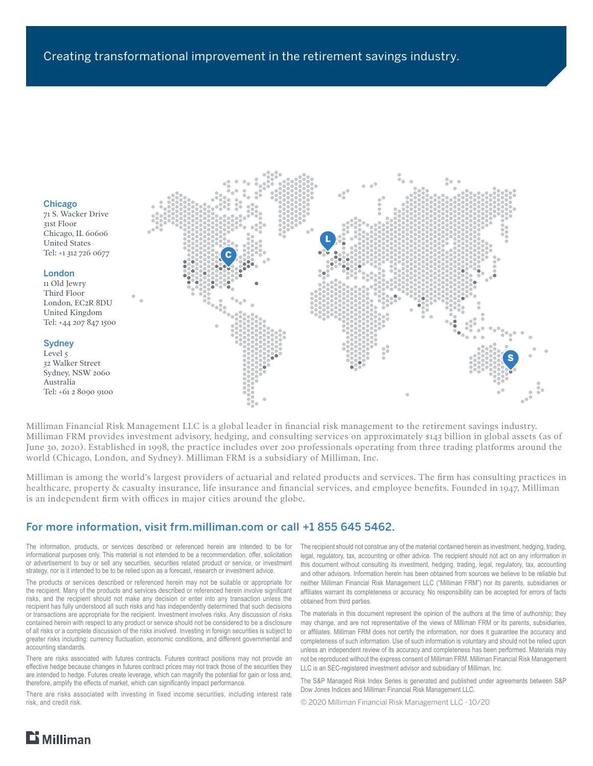Creating transformational improvement in the retirement savings industry.

**Chicago**
71 S. Wacker Drive
31st Floor
Chicago, IL 60606
United States
Tel: +1 312 726 0677

**London**
11 Old Jewry
Third Floor
London, EC2R 8DU
United Kingdom
Tel: +44 207 847 1500

**Sydney**
Level 5
32 Walker Street
Sydney, NSW 2060
Australia
Tel: +61 2 8090 9100

Milliman Financial Risk Management LLC is a global leader in financial risk management to the retirement savings industry. Milliman FRM provides investment advisory, hedging, and consulting services on approximately $143 billion in global assets (as of June 30, 2020). Established in 1998, the practice includes over 200 professionals operating from three trading platforms around the world (Chicago, London, and Sydney). Milliman FRM is a subsidiary of Milliman, Inc.

Milliman is among the world's largest providers of actuarial and related products and services. The firm has consulting practices in healthcare, property & casualty insurance, life insurance and financial services, and employee benefits. Founded in 1947, Milliman is an independent firm with offices in major cities around the globe.

## For more information, visit frm.milliman.com or call +1 855 645 5462.

The information, products, or services described or referenced herein are intended to be for informational purposes only. This material is not intended to be a recommendation, offer, solicitation or advertisement to buy or sell any securities, securities related product or service, or investment strategy, nor is it intended to be to be relied upon as a forecast, research or investment advice.

The products or services described or referenced herein may not be suitable or appropriate for the recipient. Many of the products and services described or referenced herein involve significant risks, and the recipient should not make any decision or enter into any transaction unless the recipient has fully understood all such risks and has independently determined that such decisions or transactions are appropriate for the recipient. Investment involves risks. Any discussion of risks contained herein with respect to any product or service should not be considered to be a disclosure of all risks or a complete discussion of the risks involved. Investing in foreign securities is subject to greater risks including: currency fluctuation, economic conditions, and different governmental and accounting standards.

There are risks associated with futures contracts. Futures contract positions may not provide an effective hedge because changes in futures contract prices may not track those of the securities they are intended to hedge. Futures create leverage, which can magnify the potential for gain or loss and, therefore, amplify the effects of market, which can significantly impact performance.

There are risks associated with investing in fixed income securities, including interest rate risk, and credit risk.

The recipient should not construe any of the material contained herein as investment, hedging, trading, legal, regulatory, tax, accounting or other advice. The recipient should not act on any information in this document without consulting its investment, hedging, trading, legal, regulatory, tax, accounting and other advisors. Information herein has been obtained from sources we believe to be reliable but neither Milliman Financial Risk Management LLC ("Milliman FRM") nor its parents, subsidiaries or affiliates warrant its completeness or accuracy. No responsibility can be accepted for errors of facts obtained from third parties.

The materials in this document represent the opinion of the authors at the time of authorship; they may change, and are not representative of the views of Milliman FRM or its parents, subsidiaries, or affiliates. Milliman FRM does not certify the information, nor does it guarantee the accuracy and completeness of such information. Use of such information is voluntary and should not be relied upon unless an independent review of its accuracy and completeness has been performed. Materials may not be reproduced without the express consent of Milliman FRM. Milliman Financial Risk Management LLC is an SEC-registered investment advisor and subsidiary of Milliman, Inc.

The S&P Managed Risk Index Series is generated and published under agreements between S&P Dow Jones Indices and Milliman Financial Risk Management LLC.

© 2020 Milliman Financial Risk Management LLC - 10/20

Milliman